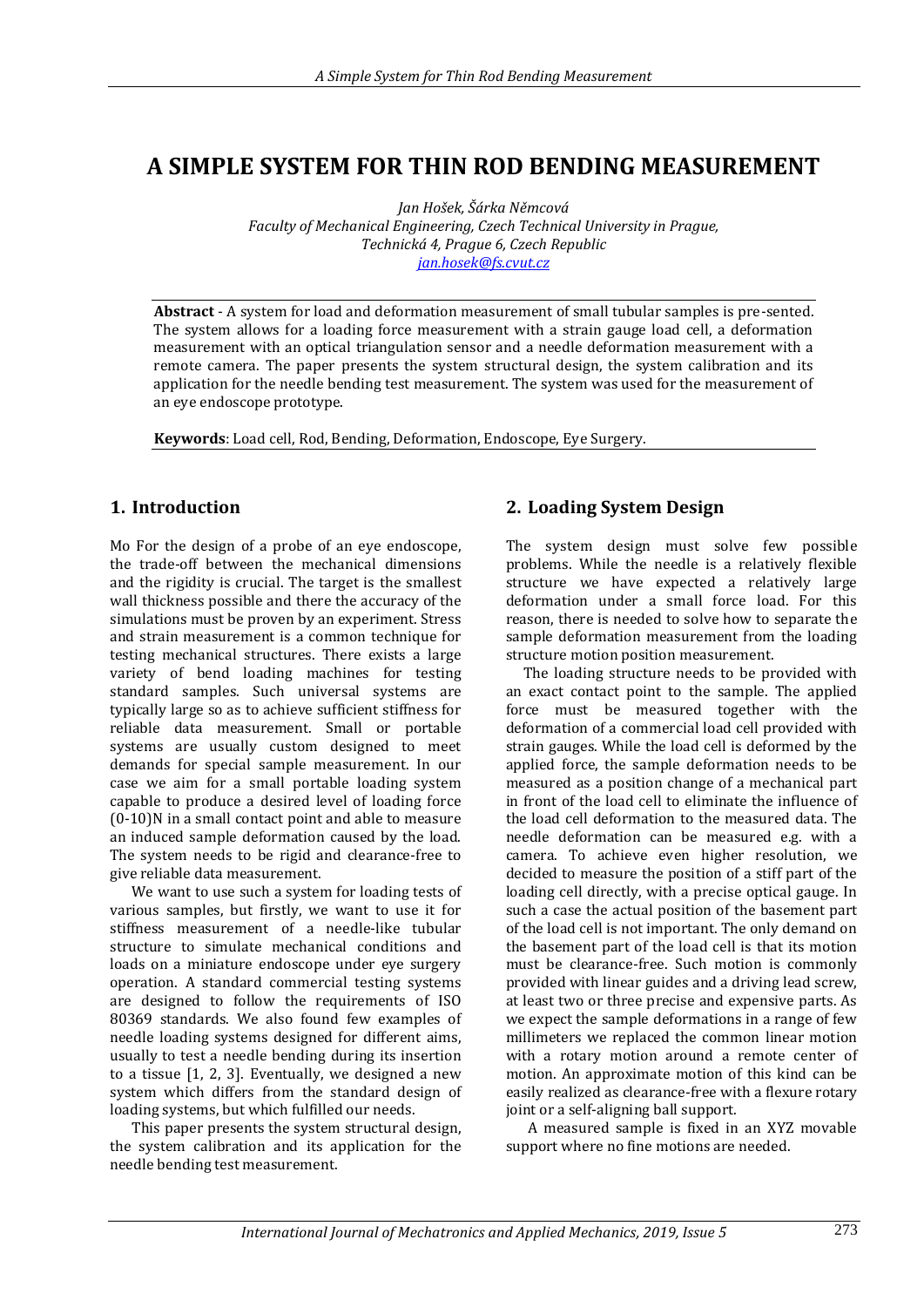# A SIMPLE SYSTEM FOR THIN ROD BENDING MEASUREMENT

*Jan Hošek, Šárka Němcová*
*Faculty of Mechanical Engineering, Czech Technical University in Prague, Technická 4, Prague 6, Czech Republic*
*jan.hosek@fs.cvut.cz*

**Abstract** - A system for load and deformation measurement of small tubular samples is pre-sented. The system allows for a loading force measurement with a strain gauge load cell, a deformation measurement with an optical triangulation sensor and a needle deformation measurement with a remote camera. The paper presents the system structural design, the system calibration and its application for the needle bending test measurement. The system was used for the measurement of an eye endoscope prototype.

**Keywords**: Load cell, Rod, Bending, Deformation, Endoscope, Eye Surgery.

## 1. Introduction

Mo For the design of a probe of an eye endoscope, the trade-off between the mechanical dimensions and the rigidity is crucial. The target is the smallest wall thickness possible and there the accuracy of the simulations must be proven by an experiment. Stress and strain measurement is a common technique for testing mechanical structures. There exists a large variety of bend loading machines for testing standard samples. Such universal systems are typically large so as to achieve sufficient stiffness for reliable data measurement. Small or portable systems are usually custom designed to meet demands for special sample measurement. In our case we aim for a small portable loading system capable to produce a desired level of loading force (0-10)N in a small contact point and able to measure an induced sample deformation caused by the load. The system needs to be rigid and clearance-free to give reliable data measurement.

We want to use such a system for loading tests of various samples, but firstly, we want to use it for stiffness measurement of a needle-like tubular structure to simulate mechanical conditions and loads on a miniature endoscope under eye surgery operation. A standard commercial testing systems are designed to follow the requirements of ISO 80369 standards. We also found few examples of needle loading systems designed for different aims, usually to test a needle bending during its insertion to a tissue [1, 2, 3]. Eventually, we designed a new system which differs from the standard design of loading systems, but which fulfilled our needs.

This paper presents the system structural design, the system calibration and its application for the needle bending test measurement.

## 2. Loading System Design

The system design must solve few possible problems. While the needle is a relatively flexible structure we have expected a relatively large deformation under a small force load. For this reason, there is needed to solve how to separate the sample deformation measurement from the loading structure motion position measurement.

The loading structure needs to be provided with an exact contact point to the sample. The applied force must be measured together with the deformation of a commercial load cell provided with strain gauges. While the load cell is deformed by the applied force, the sample deformation needs to be measured as a position change of a mechanical part in front of the load cell to eliminate the influence of the load cell deformation to the measured data. The needle deformation can be measured e.g. with a camera. To achieve even higher resolution, we decided to measure the position of a stiff part of the loading cell directly, with a precise optical gauge. In such a case the actual position of the basement part of the load cell is not important. The only demand on the basement part of the load cell is that its motion must be clearance-free. Such motion is commonly provided with linear guides and a driving lead screw, at least two or three precise and expensive parts. As we expect the sample deformations in a range of few millimeters we replaced the common linear motion with a rotary motion around a remote center of motion. An approximate motion of this kind can be easily realized as clearance-free with a flexure rotary joint or a self-aligning ball support.

A measured sample is fixed in an XYZ movable support where no fine motions are needed.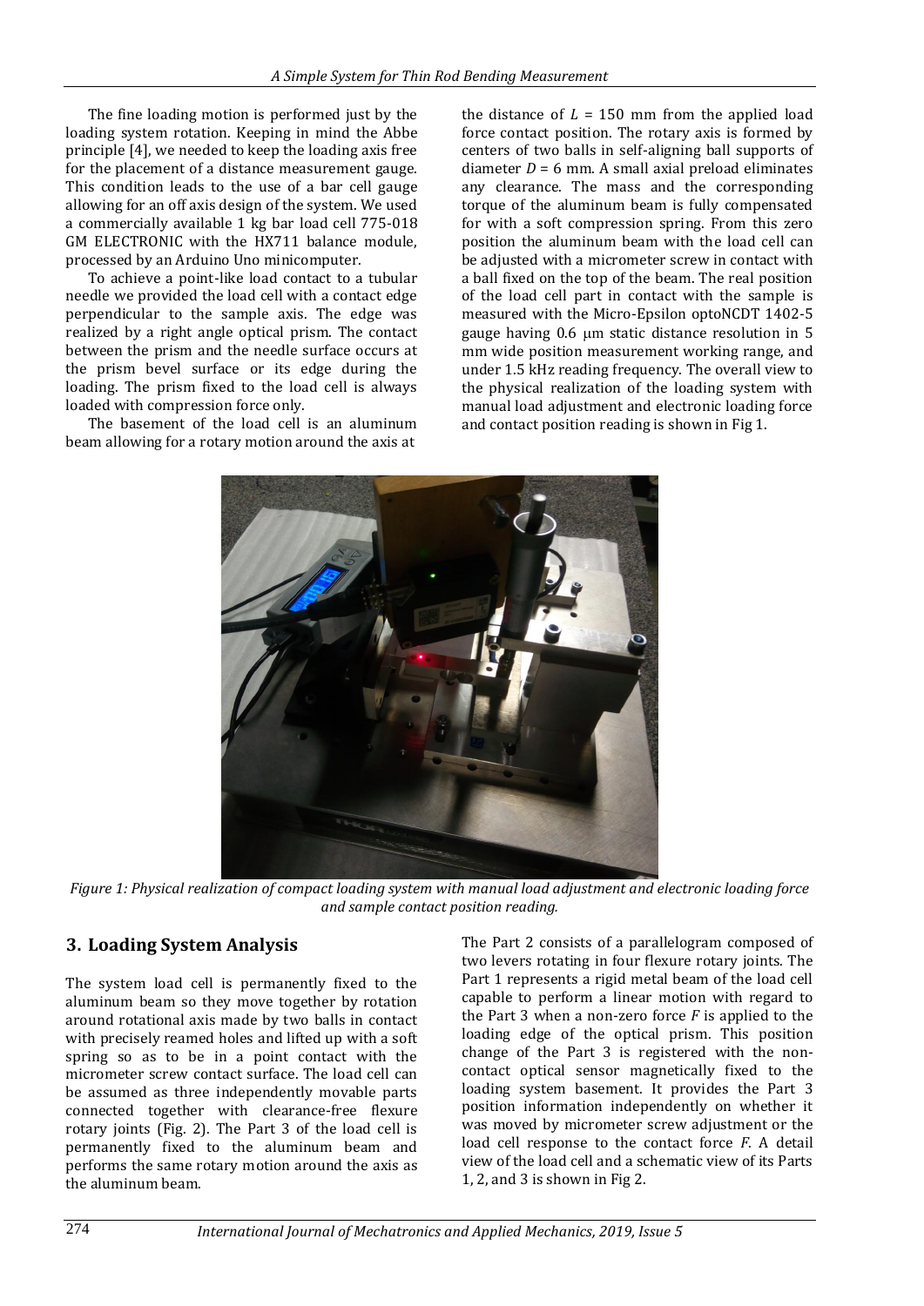The fine loading motion is performed just by the loading system rotation. Keeping in mind the Abbe principle [4], we needed to keep the loading axis free for the placement of a distance measurement gauge. This condition leads to the use of a bar cell gauge allowing for an off axis design of the system. We used a commercially available 1 kg bar load cell 775-018 GM ELECTRONIC with the HX711 balance module, processed by an Arduino Uno minicomputer.

To achieve a point-like load contact to a tubular needle we provided the load cell with a contact edge perpendicular to the sample axis. The edge was realized by a right angle optical prism. The contact between the prism and the needle surface occurs at the prism bevel surface or its edge during the loading. The prism fixed to the load cell is always loaded with compression force only.

The basement of the load cell is an aluminum beam allowing for a rotary motion around the axis at the distance of $L$ = 150 mm from the applied load force contact position. The rotary axis is formed by centers of two balls in self-aligning ball supports of diameter $D$ = 6 mm. A small axial preload eliminates any clearance. The mass and the corresponding torque of the aluminum beam is fully compensated for with a soft compression spring. From this zero position the aluminum beam with the load cell can be adjusted with a micrometer screw in contact with a ball fixed on the top of the beam. The real position of the load cell part in contact with the sample is measured with the Micro-Epsilon optoNCDT 1402-5 gauge having 0.6 μm static distance resolution in 5 mm wide position measurement working range, and under 1.5 kHz reading frequency. The overall view to the physical realization of the loading system with manual load adjustment and electronic loading force and contact position reading is shown in Fig 1.

*Figure 1: Physical realization of compact loading system with manual load adjustment and electronic loading force and sample contact position reading.*

## 3. Loading System Analysis

The system load cell is permanently fixed to the aluminum beam so they move together by rotation around rotational axis made by two balls in contact with precisely reamed holes and lifted up with a soft spring so as to be in a point contact with the micrometer screw contact surface. The load cell can be assumed as three independently movable parts connected together with clearance-free flexure rotary joints (Fig. 2). The Part 3 of the load cell is permanently fixed to the aluminum beam and performs the same rotary motion around the axis as the aluminum beam.

The Part 2 consists of a parallelogram composed of two levers rotating in four flexure rotary joints. The Part 1 represents a rigid metal beam of the load cell capable to perform a linear motion with regard to the Part 3 when a non-zero force $F$ is applied to the loading edge of the optical prism. This position change of the Part 3 is registered with the non-contact optical sensor magnetically fixed to the loading system basement. It provides the Part 3 position information independently on whether it was moved by micrometer screw adjustment or the load cell response to the contact force $F$. A detail view of the load cell and a schematic view of its Parts 1, 2, and 3 is shown in Fig 2.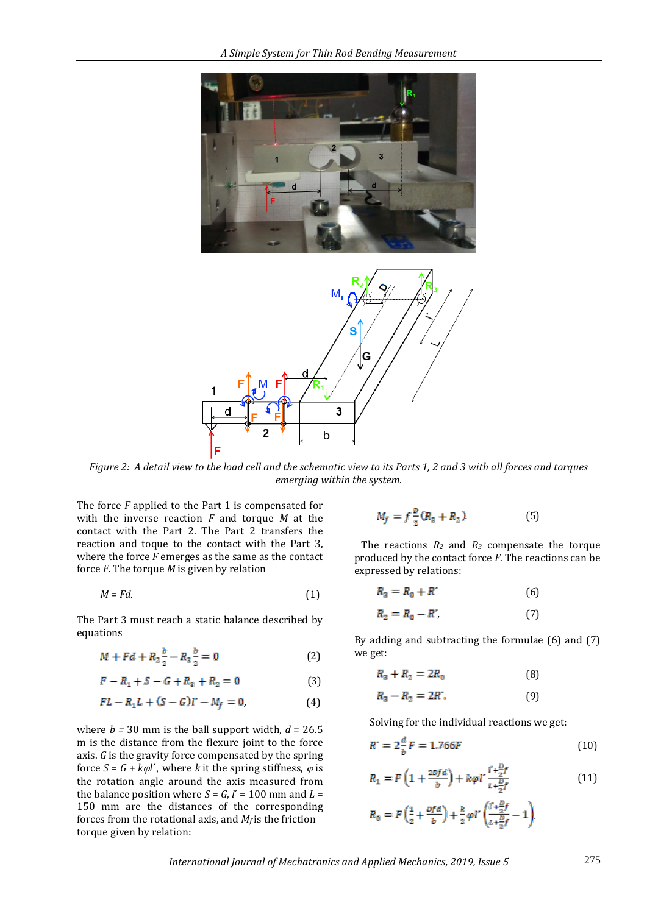Figure 2: A detail view to the load cell and the schematic view to its Parts 1, 2 and 3 with all forces and torques emerging within the system.

The force $F$ applied to the Part 1 is compensated for with the inverse reaction $F$ and torque $M$ at the contact with the Part 2. The Part 2 transfers the reaction and toque to the contact with the Part 3, where the force $F$ emerges as the same as the contact force $F$. The torque $M$ is given by relation

$$M = Fd. \tag{1}$$

The Part 3 must reach a static balance described by equations

$$M + Fd + R_2\frac{b}{2} - R_3\frac{b}{2} = 0 \tag{2}$$

$$F - R_1 + S - G + R_3 + R_2 = 0 \tag{3}$$

$$FL - R_1L + (S - G)l' - M_f = 0, \tag{4}$$

where $b$ = 30 mm is the ball support width, $d$ = 26.5 m is the distance from the flexure joint to the force axis. $G$ is the gravity force compensated by the spring force $S = G + k\varphi l'$, where $k$ it the spring stiffness, $\varphi$ is the rotation angle around the axis measured from the balance position where $S = G$, $l'$ = 100 mm and $L$ = 150 mm are the distances of the corresponding forces from the rotational axis, and $M_f$ is the friction torque given by relation:

$$M_f = f\frac{D}{2}(R_3 + R_2). \tag{5}$$

The reactions $R_2$ and $R_3$ compensate the torque produced by the contact force $F$. The reactions can be expressed by relations:

$$R_3 = R_0 + R' \tag{6}$$

$$R_2 = R_0 - R', \tag{7}$$

By adding and subtracting the formulae (6) and (7) we get:

$$R_3 + R_2 = 2R_0 \tag{8}$$

$$R_3 - R_2 = 2R'. \tag{9}$$

Solving for the individual reactions we get:

$$R' = 2\frac{d}{b}F = 1.766F \tag{10}$$

$$R_1 = F\left(1 + \frac{2Dfd}{b}\right) + k\varphi l'\frac{l' + \frac{D}{2}f}{L + \frac{D}{2}f} \tag{11}$$

$$R_0 = F\left(\frac{1}{2} + \frac{Dfd}{b}\right) + \frac{k}{2}\varphi l'\left(\frac{l' + \frac{D}{2}f}{L + \frac{D}{2}f} - 1\right).$$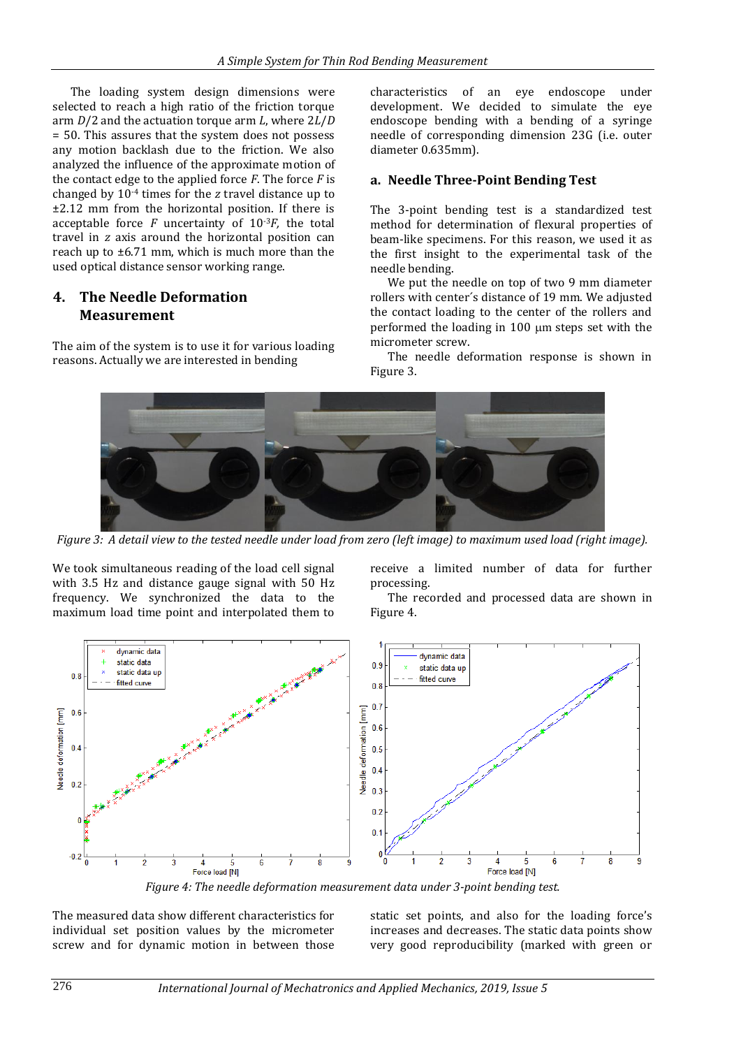The loading system design dimensions were selected to reach a high ratio of the friction torque arm $D/2$ and the actuation torque arm $L$, where $2L/D = 50$. This assures that the system does not possess any motion backlash due to the friction. We also analyzed the influence of the approximate motion of the contact edge to the applied force $F$. The force $F$ is changed by $10^{-4}$ times for the $z$ travel distance up to ±2.12 mm from the horizontal position. If there is acceptable force $F$ uncertainty of $10^{-3}F$, the total travel in $z$ axis around the horizontal position can reach up to ±6.71 mm, which is much more than the used optical distance sensor working range.

## 4. The Needle Deformation Measurement

The aim of the system is to use it for various loading reasons. Actually we are interested in bending characteristics of an eye endoscope under development. We decided to simulate the eye endoscope bending with a bending of a syringe needle of corresponding dimension 23G (i.e. outer diameter 0.635mm).

### a. Needle Three-Point Bending Test

The 3-point bending test is a standardized test method for determination of flexural properties of beam-like specimens. For this reason, we used it as the first insight to the experimental task of the needle bending.

We put the needle on top of two 9 mm diameter rollers with center´s distance of 19 mm. We adjusted the contact loading to the center of the rollers and performed the loading in 100 μm steps set with the micrometer screw.

The needle deformation response is shown in Figure 3.

*Figure 3: A detail view to the tested needle under load from zero (left image) to maximum used load (right image).*

We took simultaneous reading of the load cell signal with 3.5 Hz and distance gauge signal with 50 Hz frequency. We synchronized the data to the maximum load time point and interpolated them to receive a limited number of data for further processing.

The recorded and processed data are shown in Figure 4.

*Figure 4: The needle deformation measurement data under 3-point bending test.*

The measured data show different characteristics for individual set position values by the micrometer screw and for dynamic motion in between those static set points, and also for the loading force's increases and decreases. The static data points show very good reproducibility (marked with green or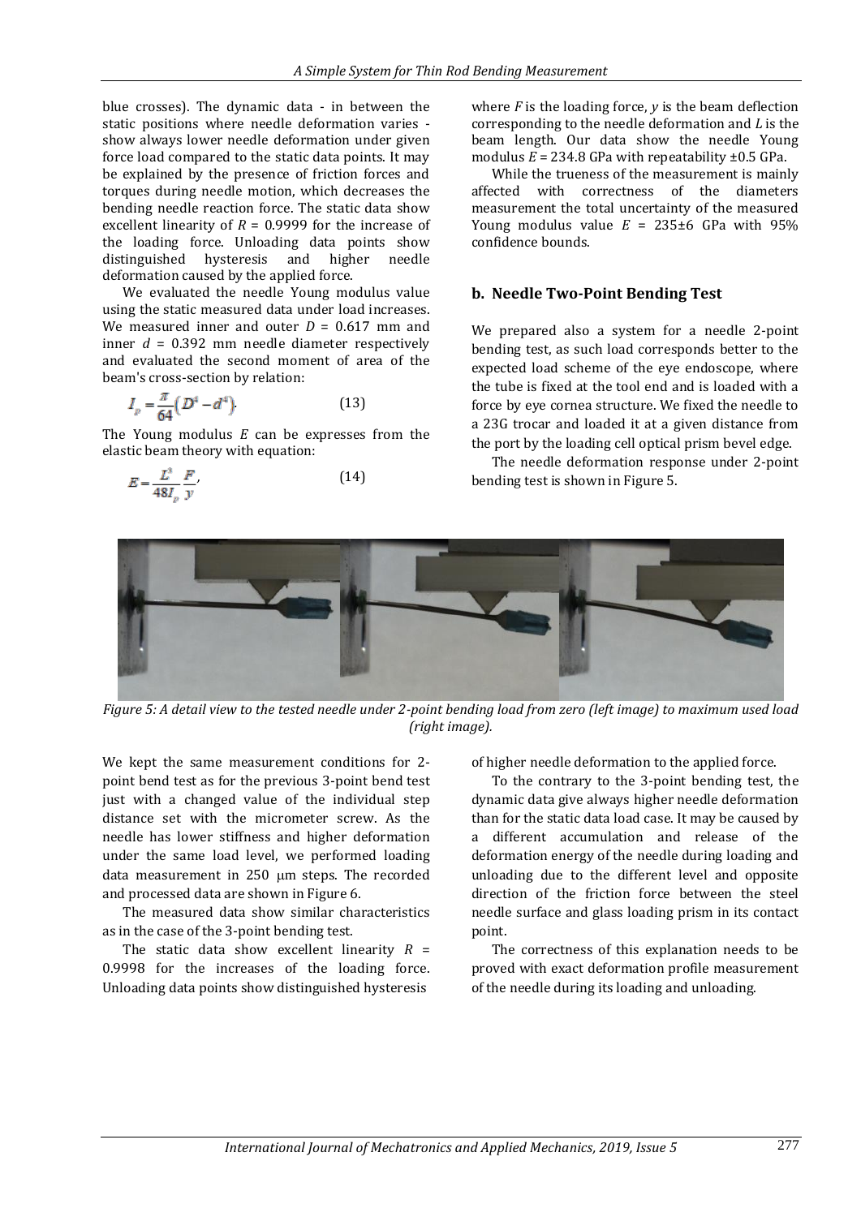blue crosses). The dynamic data - in between the static positions where needle deformation varies - show always lower needle deformation under given force load compared to the static data points. It may be explained by the presence of friction forces and torques during needle motion, which decreases the bending needle reaction force. The static data show excellent linearity of $R$ = 0.9999 for the increase of the loading force. Unloading data points show distinguished hysteresis and higher needle deformation caused by the applied force.

We evaluated the needle Young modulus value using the static measured data under load increases. We measured inner and outer $D$ = 0.617 mm and inner $d$ = 0.392 mm needle diameter respectively and evaluated the second moment of area of the beam's cross-section by relation:

$$I_p = \frac{\pi}{64}\left(D^4 - d^4\right). \tag{13}$$

The Young modulus $E$ can be expresses from the elastic beam theory with equation:

$$E = \frac{L^3}{48 I_p}\frac{F}{y}, \tag{14}$$

where $F$ is the loading force, $y$ is the beam deflection corresponding to the needle deformation and $L$ is the beam length. Our data show the needle Young modulus $E$ = 234.8 GPa with repeatability ±0.5 GPa.

While the trueness of the measurement is mainly affected with correctness of the diameters measurement the total uncertainty of the measured Young modulus value $E$ = 235±6 GPa with 95% confidence bounds.

### b. Needle Two-Point Bending Test

We prepared also a system for a needle 2-point bending test, as such load corresponds better to the expected load scheme of the eye endoscope, where the tube is fixed at the tool end and is loaded with a force by eye cornea structure. We fixed the needle to a 23G trocar and loaded it at a given distance from the port by the loading cell optical prism bevel edge.

The needle deformation response under 2-point bending test is shown in Figure 5.

*Figure 5: A detail view to the tested needle under 2-point bending load from zero (left image) to maximum used load (right image).*

We kept the same measurement conditions for 2-point bend test as for the previous 3-point bend test just with a changed value of the individual step distance set with the micrometer screw. As the needle has lower stiffness and higher deformation under the same load level, we performed loading data measurement in 250 μm steps. The recorded and processed data are shown in Figure 6.

The measured data show similar characteristics as in the case of the 3-point bending test.

The static data show excellent linearity $R$ = 0.9998 for the increases of the loading force. Unloading data points show distinguished hysteresis of higher needle deformation to the applied force.

To the contrary to the 3-point bending test, the dynamic data give always higher needle deformation than for the static data load case. It may be caused by a different accumulation and release of the deformation energy of the needle during loading and unloading due to the different level and opposite direction of the friction force between the steel needle surface and glass loading prism in its contact point.

The correctness of this explanation needs to be proved with exact deformation profile measurement of the needle during its loading and unloading.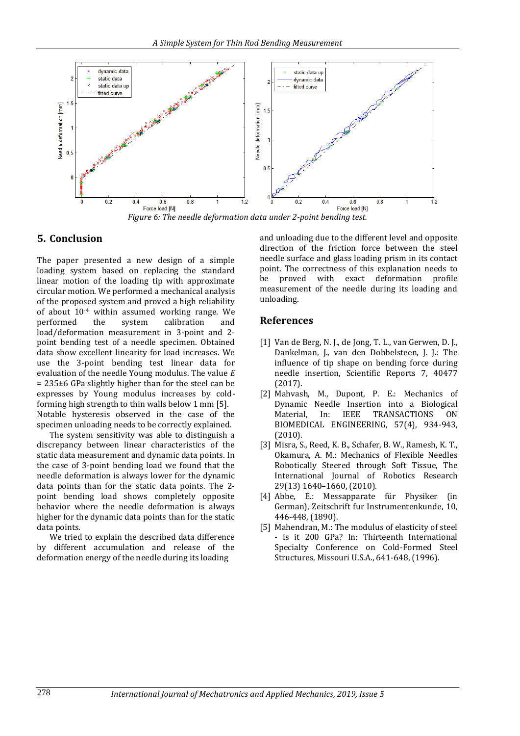dynamic data
static data
static data up
fitted curve

Needle deformation [mm]

Force load [N]

0 0.2 0.4 0.6 0.8 1 1.2

0 0.5 1 1.5 2

static data up
dynamic data
fitted curve

Needle deformation [mm]

Force load [N]

0 0.2 0.4 0.6 0.8 1 1.2

0 0.5 1 1.5 2

*Figure 6: The needle deformation data under 2-point bending test.*

## 5. Conclusion

The paper presented a new design of a simple loading system based on replacing the standard linear motion of the loading tip with approximate circular motion. We performed a mechanical analysis of the proposed system and proved a high reliability of about $10^{-4}$ within assumed working range. We performed the system calibration and load/deformation measurement in 3-point and 2-point bending test of a needle specimen. Obtained data show excellent linearity for load increases. We use the 3-point bending test linear data for evaluation of the needle Young modulus. The value $E$ = 235±6 GPa slightly higher than for the steel can be expresses by Young modulus increases by cold-forming high strength to thin walls below 1 mm [5]. Notable hysteresis observed in the case of the specimen unloading needs to be correctly explained.

The system sensitivity was able to distinguish a discrepancy between linear characteristics of the static data measurement and dynamic data points. In the case of 3-point bending load we found that the needle deformation is always lower for the dynamic data points than for the static data points. The 2-point bending load shows completely opposite behavior where the needle deformation is always higher for the dynamic data points than for the static data points.

We tried to explain the described data difference by different accumulation and release of the deformation energy of the needle during its loading and unloading due to the different level and opposite direction of the friction force between the steel needle surface and glass loading prism in its contact point. The correctness of this explanation needs to be proved with exact deformation profile measurement of the needle during its loading and unloading.

## References

[1] Van de Berg, N. J., de Jong, T. L., van Gerwen, D. J., Dankelman, J., van den Dobbelsteen, J. J.: The influence of tip shape on bending force during needle insertion, Scientific Reports 7, 40477 (2017).

[2] Mahvash, M., Dupont, P. E.: Mechanics of Dynamic Needle Insertion into a Biological Material, In: IEEE TRANSACTIONS ON BIOMEDICAL ENGINEERING, 57(4), 934-943, (2010).

[3] Misra, S., Reed, K. B., Schafer, B. W., Ramesh, K. T., Okamura, A. M.: Mechanics of Flexible Needles Robotically Steered through Soft Tissue, The International Journal of Robotics Research 29(13) 1640–1660, (2010).

[4] Abbe, E.: Messapparate für Physiker (in German), Zeitschrift fur Instrumentenkunde, 10, 446-448, (1890).

[5] Mahendran, M.: The modulus of elasticity of steel - is it 200 GPa? In: Thirteenth International Specialty Conference on Cold-Formed Steel Structures, Missouri U.S.A., 641-648, (1996).